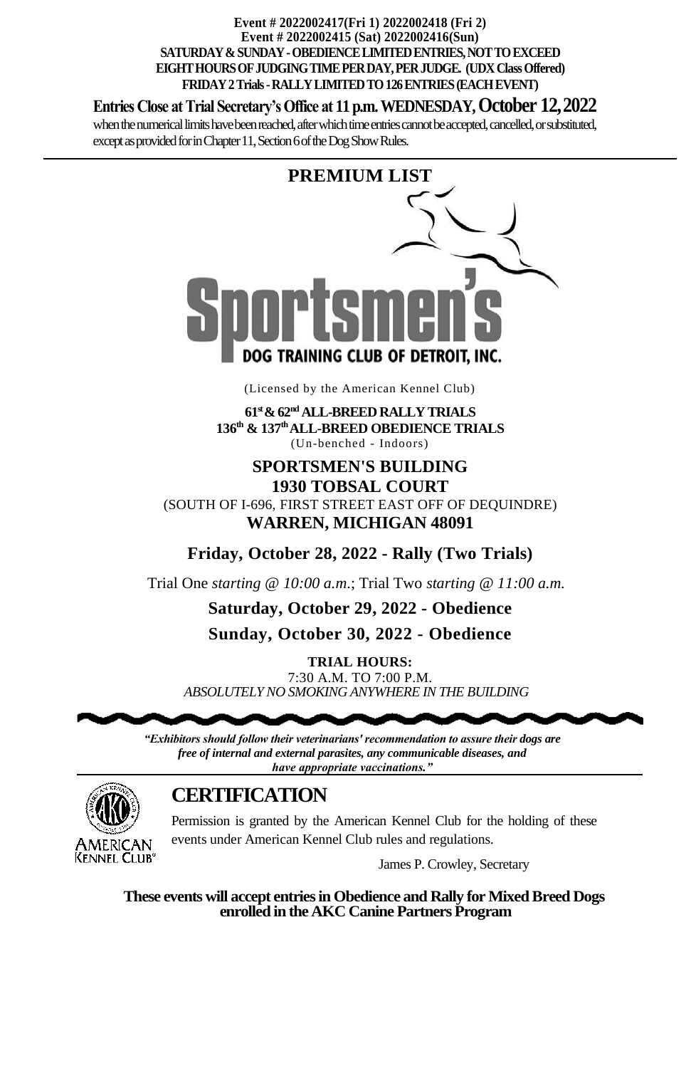**Event # 2022002417(Fri 1) 2022002418 (Fri 2)**
**Event # 2022002415 (Sat) 2022002416(Sun)**
**SATURDAY & SUNDAY - OBEDIENCE LIMITED ENTRIES, NOT TO EXCEED EIGHT HOURS OF JUDGING TIME PER DAY, PER JUDGE. (UDX Class Offered)**
**FRIDAY 2 Trials - RALLY LIMITED TO 126 ENTRIES (EACH EVENT)**

**Entries Close at Trial Secretary's Office at 11 p.m. WEDNESDAY, October 12, 2022** when the numerical limits have been reached, after which time entries cannot be accepted, cancelled, or substituted, except as provided for in Chapter 11, Section 6 of the Dog Show Rules.

# PREMIUM LIST

# Sportsmen's
## DOG TRAINING CLUB OF DETROIT, INC.

(Licensed by the American Kennel Club)

**61st & 62nd ALL-BREED RALLY TRIALS**
**136th & 137th ALL-BREED OBEDIENCE TRIALS**
(Un-benched - Indoors)

**SPORTSMEN'S BUILDING**
**1930 TOBSAL COURT**
(SOUTH OF I-696, FIRST STREET EAST OFF OF DEQUINDRE)
**WARREN, MICHIGAN 48091**

**Friday, October 28, 2022 - Rally (Two Trials)**

Trial One *starting @ 10:00 a.m.*; Trial Two *starting @ 11:00 a.m.*

**Saturday, October 29, 2022 - Obedience**

**Sunday, October 30, 2022 - Obedience**

**TRIAL HOURS:**
7:30 A.M. TO 7:00 P.M.
*ABSOLUTELY NO SMOKING ANYWHERE IN THE BUILDING*

***"Exhibitors should follow their veterinarians' recommendation to assure their dogs are free of internal and external parasites, any communicable diseases, and have appropriate vaccinations."***

## CERTIFICATION

Permission is granted by the American Kennel Club for the holding of these events under American Kennel Club rules and regulations.

James P. Crowley, Secretary

**These events will accept entries in Obedience and Rally for Mixed Breed Dogs enrolled in the AKC Canine Partners Program**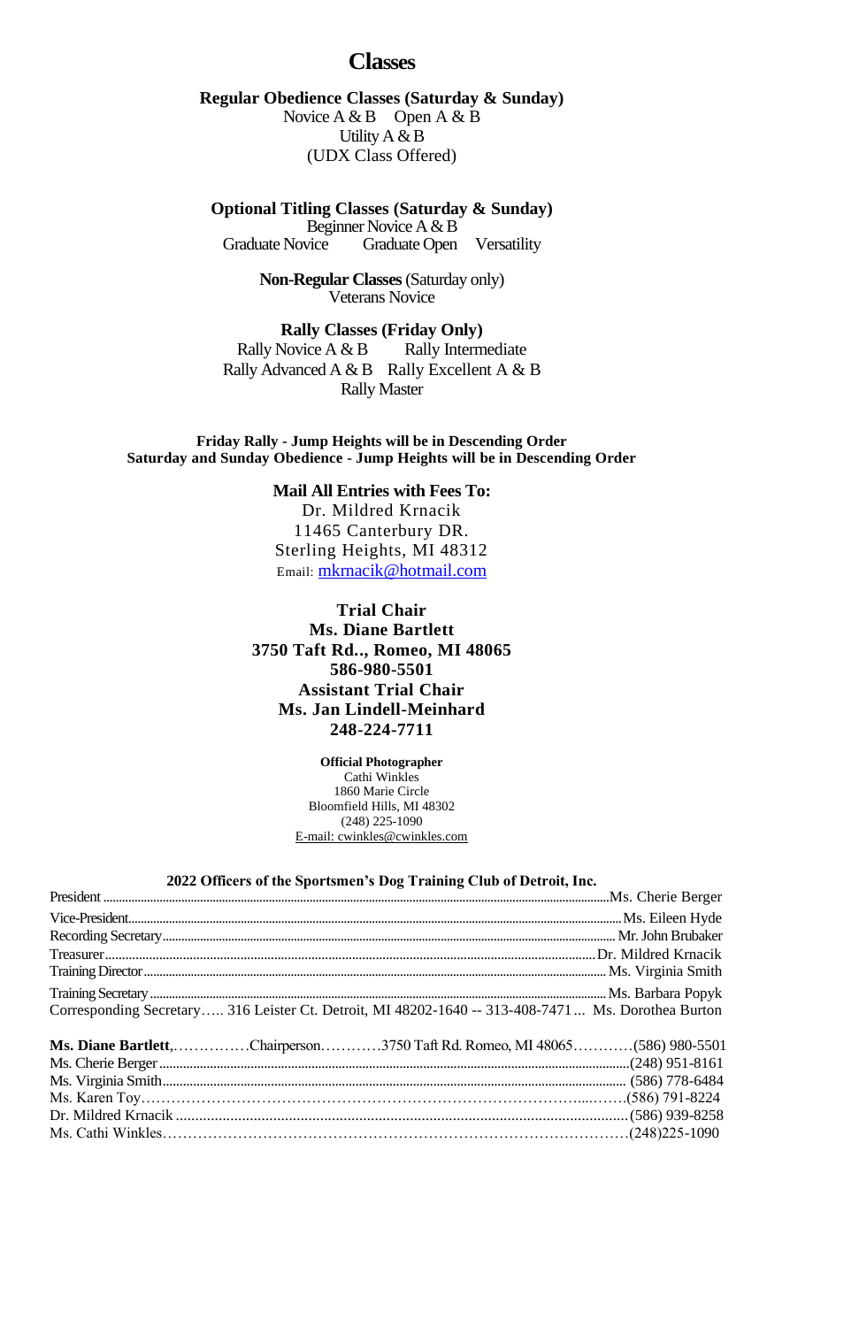# Classes

**Regular Obedience Classes (Saturday & Sunday)**

Novice A & B    Open A & B
Utility A & B
(UDX Class Offered)

**Optional Titling Classes (Saturday & Sunday)**

Beginner Novice A & B
Graduate Novice    Graduate Open    Versatility

**Non-Regular Classes** (Saturday only)
Veterans Novice

**Rally Classes (Friday Only)**

Rally Novice A & B    Rally Intermediate
Rally Advanced A & B    Rally Excellent A & B
Rally Master

**Friday Rally - Jump Heights will be in Descending Order**
**Saturday and Sunday Obedience - Jump Heights will be in Descending Order**

**Mail All Entries with Fees To:**
Dr. Mildred Krnacik
11465 Canterbury DR.
Sterling Heights, MI 48312
Email: mkrnacik@hotmail.com

**Trial Chair**
**Ms. Diane Bartlett**
**3750 Taft Rd.., Romeo, MI 48065**
**586-980-5501**
**Assistant Trial Chair**
**Ms. Jan Lindell-Meinhard**
**248-224-7711**

**Official Photographer**
Cathi Winkles
1860 Marie Circle
Bloomfield Hills, MI 48302
(248) 225-1090
E-mail: cwinkles@cwinkles.com

**2022 Officers of the Sportsmen's Dog Training Club of Detroit, Inc.**

President ............................................................ Ms. Cherie Berger
Vice-President ............................................................ Ms. Eileen Hyde
Recording Secretary ............................................................ Mr. John Brubaker
Treasurer ............................................................ Dr. Mildred Krnacik
Training Director ............................................................ Ms. Virginia Smith
Training Secretary ............................................................ Ms. Barbara Popyk
Corresponding Secretary….. 316 Leister Ct. Detroit, MI 48202-1640 -- 313-408-7471… Ms. Dorothea Burton

**Ms. Diane Bartlett**,……………Chairperson…………3750 Taft Rd. Romeo, MI 48065…………(586) 980-5501
Ms. Cherie Berger ............................................................(248) 951-8161
Ms. Virginia Smith ............................................................ (586) 778-6484
Ms. Karen Toy……………………………………………………………………………………(586) 791-8224
Dr. Mildred Krnacik ............................................................(586) 939-8258
Ms. Cathi Winkles…………………………………………………………………………………(248)225-1090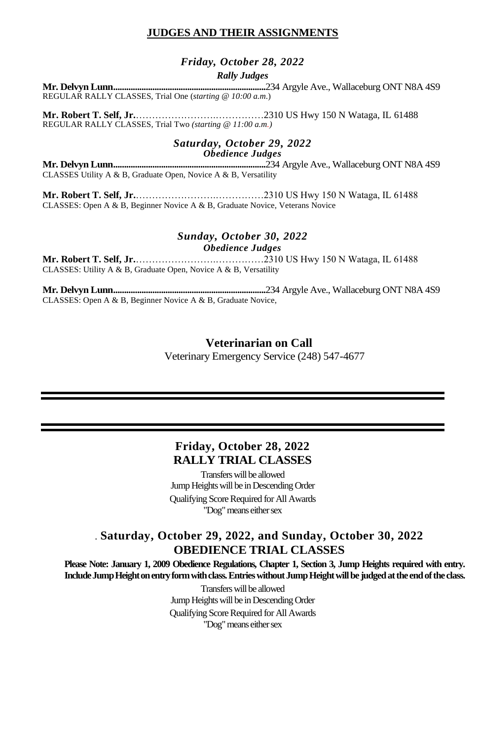## JUDGES AND THEIR ASSIGNMENTS

### *Friday, October 28, 2022*

***Rally Judges***

**Mr. Delvyn Lunn**.......................................................................234 Argyle Ave., Wallaceburg ONT N8A 4S9
REGULAR RALLY CLASSES, Trial One (*starting @ 10:00 a.m.*)

**Mr. Robert T. Self, Jr.**…………………….……………2310 US Hwy 150 N Wataga, IL 61488
REGULAR RALLY CLASSES, Trial Two *(starting @ 11:00 a.m.)*

### *Saturday, October 29, 2022*

***Obedience Judges***

**Mr. Delvyn Lunn**.......................................................................234 Argyle Ave., Wallaceburg ONT N8A 4S9
CLASSES Utility A & B, Graduate Open, Novice A & B, Versatility

**Mr. Robert T. Self, Jr.**…………………….……………2310 US Hwy 150 N Wataga, IL 61488
CLASSES: Open A & B, Beginner Novice A & B, Graduate Novice, Veterans Novice

### *Sunday, October 30, 2022*

***Obedience Judges***

**Mr. Robert T. Self, Jr.**…………………….……………2310 US Hwy 150 N Wataga, IL 61488
CLASSES: Utility A & B, Graduate Open, Novice A & B, Versatility

**Mr. Delvyn Lunn**.......................................................................234 Argyle Ave., Wallaceburg ONT N8A 4S9
CLASSES: Open A & B, Beginner Novice A & B, Graduate Novice,

**Veterinarian on Call**

Veterinary Emergency Service (248) 547-4677

---

---

## Friday, October 28, 2022
## RALLY TRIAL CLASSES

Transfers will be allowed
Jump Heights will be in Descending Order
Qualifying Score Required for All Awards
"Dog" means either sex

## . Saturday, October 29, 2022, and Sunday, October 30, 2022
## OBEDIENCE TRIAL CLASSES

**Please Note: January 1, 2009 Obedience Regulations, Chapter 1, Section 3, Jump Heights required with entry. Include Jump Height on entry form with class. Entries without Jump Height will be judged at the end of the class.**

Transfers will be allowed
Jump Heights will be in Descending Order
Qualifying Score Required for All Awards
"Dog" means either sex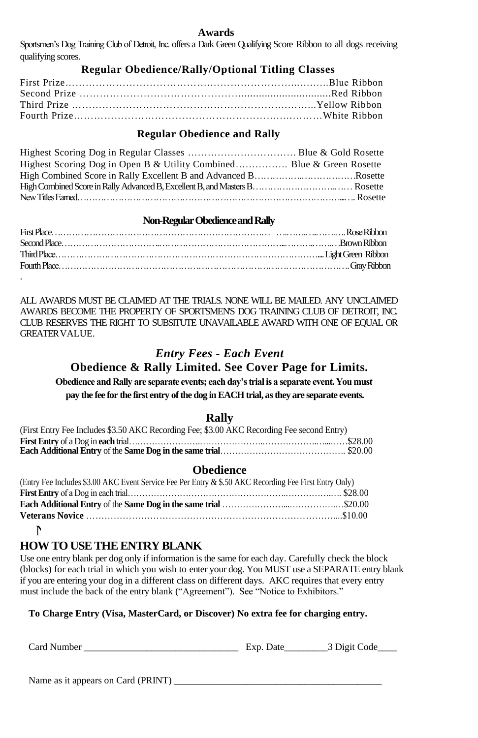## Awards

Sportsmen's Dog Training Club of Detroit, Inc. offers a Dark Green Qualifying Score Ribbon to all dogs receiving qualifying scores.

### Regular Obedience/Rally/Optional Titling Classes

First Prize……………………………………………………………………Blue Ribbon
Second Prize ………………………………………………………………Red Ribbon
Third Prize ……………………………………………………………….Yellow Ribbon
Fourth Prize…………………………………………………………………White Ribbon

### Regular Obedience and Rally

Highest Scoring Dog in Regular Classes …………………………… Blue & Gold Rosette
Highest Scoring Dog in Open B & Utility Combined……………. Blue & Green Rosette
High Combined Score in Rally Excellent B and Advanced B………………………….Rosette
High Combined Score in Rally Advanced B, Excellent B, and Masters B………………………… Rosette
New Titles Earned……………………………………………………………………………….. Rosette

### Non-Regular Obedience and Rally

First Place………………………………………………………………………………Rose Ribbon
Second Place………………………………………………………………………………Brown Ribbon
Third Place…………………………………………………………………………………Light Green Ribbon
Fourth Place…………………………………………………………………………………Gray Ribbon

.

ALL AWARDS MUST BE CLAIMED AT THE TRIALS. NONE WILL BE MAILED. ANY UNCLAIMED AWARDS BECOME THE PROPERTY OF SPORTSMEN'S DOG TRAINING CLUB OF DETROIT, INC. CLUB RESERVES THE RIGHT TO SUBSITUTE UNAVAILABLE AWARD WITH ONE OF EQUAL OR GREATER VALUE.

## *Entry Fees - Each Event*

### Obedience & Rally Limited. See Cover Page for Limits.

**Obedience and Rally are separate events; each day's trial is a separate event. You must pay the fee for the first entry of the dog in EACH trial, as they are separate events.**

### Rally

(First Entry Fee Includes $3.50 AKC Recording Fee; $3.00 AKC Recording Fee second Entry)

**First Entry** of a Dog in **each** trial……………………………………………………$28.00
**Each Additional Entry** of the **Same Dog in the same trial**………………………………. $20.00

### Obedience

(Entry Fee Includes $3.00 AKC Event Service Fee Per Entry & $.50 AKC Recording Fee First Entry Only)

**First Entry** of a Dog in each trial……………………………………………………… $28.00
**Each Additional Entry** of the **Same Dog in the same trial** ……………………………$20.00
**Veterans Novice** ………………………………………………………………………...$10.00

## HOW TO USE THE ENTRY BLANK

Use one entry blank per dog only if information is the same for each day. Carefully check the block (blocks) for each trial in which you wish to enter your dog. You MUST use a SEPARATE entry blank if you are entering your dog in a different class on different days. AKC requires that every entry must include the back of the entry blank ("Agreement"). See "Notice to Exhibitors."

**To Charge Entry (Visa, MasterCard, or Discover) No extra fee for charging entry.**

Card Number ______________________________ Exp. Date________3 Digit Code____

Name as it appears on Card (PRINT) ____________________________________________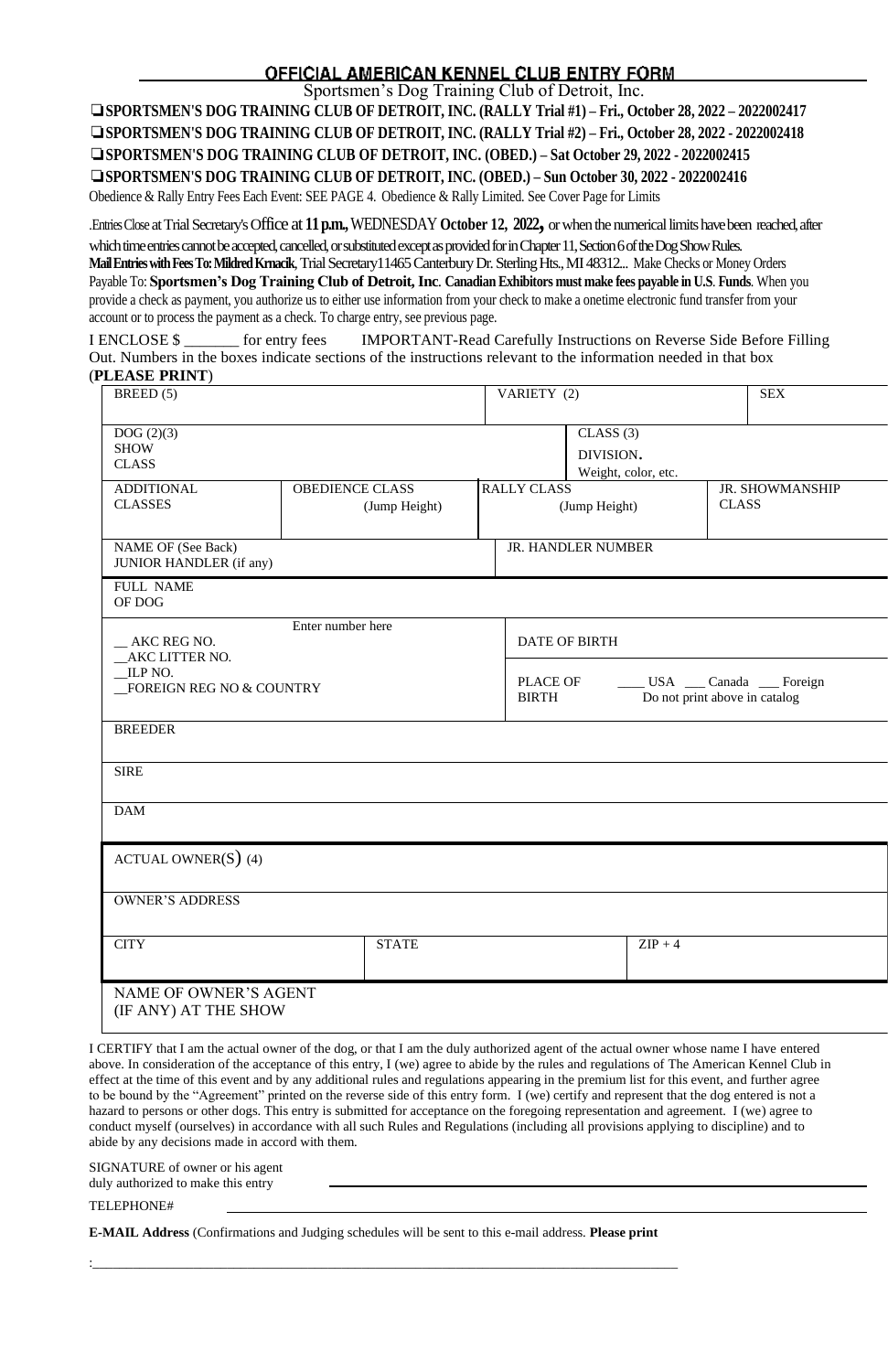# OFFICIAL AMERICAN KENNEL CLUB ENTRY FORM

Sportsmen's Dog Training Club of Detroit, Inc.

❑ **SPORTSMEN'S DOG TRAINING CLUB OF DETROIT, INC. (RALLY Trial #1) – Fri., October 28, 2022 – 2022002417**

❑ **SPORTSMEN'S DOG TRAINING CLUB OF DETROIT, INC. (RALLY Trial #2) – Fri., October 28, 2022 - 2022002418**

❑ **SPORTSMEN'S DOG TRAINING CLUB OF DETROIT, INC. (OBED.) – Sat October 29, 2022 - 2022002415**

❑ **SPORTSMEN'S DOG TRAINING CLUB OF DETROIT, INC. (OBED.) – Sun October 30, 2022 - 2022002416**

Obedience & Rally Entry Fees Each Event: SEE PAGE 4. Obedience & Rally Limited. See Cover Page for Limits

.Entries Close at Trial Secretary's Office at **11 p.m.,** WEDNESDAY **October 12, 2022,** or when the numerical limits have been reached, after which time entries cannot be accepted, cancelled, or substituted except as provided for in Chapter 11, Section 6 of the Dog Show Rules.

**Mail Entries with Fees To: Mildred Krnacik**, Trial Secretary 11465 Canterbury Dr. Sterling Hts., MI 48312... Make Checks or Money Orders Payable To: **Sportsmen's Dog Training Club of Detroit, Inc**. **Canadian Exhibitors must make fees payable in U.S. Funds**. When you provide a check as payment, you authorize us to either use information from your check to make a onetime electronic fund transfer from your account or to process the payment as a check. To charge entry, see previous page.

I ENCLOSE $ _______ for entry fees IMPORTANT-Read Carefully Instructions on Reverse Side Before Filling Out. Numbers in the boxes indicate sections of the instructions relevant to the information needed in that box (**PLEASE PRINT**)

| BREED (5) | | VARIETY (2) | | SEX |
|---|---|---|---|---|
| DOG (2)(3) SHOW CLASS | | | CLASS (3) DIVISION. Weight, color, etc. | |
| ADDITIONAL CLASSES | OBEDIENCE CLASS (Jump Height) | RALLY CLASS (Jump Height) | | JR. SHOWMANSHIP CLASS |
| NAME OF (See Back) JUNIOR HANDLER (if any) | | JR. HANDLER NUMBER | | |
| FULL NAME OF DOG | | | | |
| __ AKC REG NO. __AKC LITTER NO. __ILP NO. __FOREIGN REG NO & COUNTRY | Enter number here | DATE OF BIRTH | | |
| | | PLACE OF BIRTH ____ USA ___ Canada ___ Foreign Do not print above in catalog | | |
| BREEDER | | | | |
| SIRE | | | | |
| DAM | | | | |
| ACTUAL OWNER(S) (4) | | | | |
| OWNER'S ADDRESS | | | | |
| CITY | STATE | | ZIP + 4 | |
| NAME OF OWNER'S AGENT (IF ANY) AT THE SHOW | | | | |

I CERTIFY that I am the actual owner of the dog, or that I am the duly authorized agent of the actual owner whose name I have entered above. In consideration of the acceptance of this entry, I (we) agree to abide by the rules and regulations of The American Kennel Club in effect at the time of this event and by any additional rules and regulations appearing in the premium list for this event, and further agree to be bound by the "Agreement" printed on the reverse side of this entry form. I (we) certify and represent that the dog entered is not a hazard to persons or other dogs. This entry is submitted for acceptance on the foregoing representation and agreement. I (we) agree to conduct myself (ourselves) in accordance with all such Rules and Regulations (including all provisions applying to discipline) and to abide by any decisions made in accord with them.

SIGNATURE of owner or his agent duly authorized to make this entry ______________________________

TELEPHONE# ______________________________

**E-MAIL Address** (Confirmations and Judging schedules will be sent to this e-mail address. **Please print**

:______________________________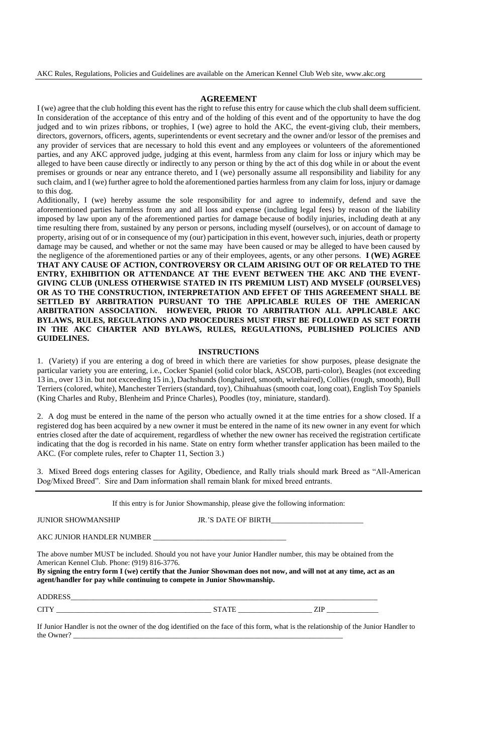AKC Rules, Regulations, Policies and Guidelines are available on the American Kennel Club Web site, www.akc.org

## AGREEMENT

I (we) agree that the club holding this event has the right to refuse this entry for cause which the club shall deem sufficient. In consideration of the acceptance of this entry and of the holding of this event and of the opportunity to have the dog judged and to win prizes ribbons, or trophies, I (we) agree to hold the AKC, the event-giving club, their members, directors, governors, officers, agents, superintendents or event secretary and the owner and/or lessor of the premises and any provider of services that are necessary to hold this event and any employees or volunteers of the aforementioned parties, and any AKC approved judge, judging at this event, harmless from any claim for loss or injury which may be alleged to have been cause directly or indirectly to any person or thing by the act of this dog while in or about the event premises or grounds or near any entrance thereto, and I (we) personally assume all responsibility and liability for any such claim, and I (we) further agree to hold the aforementioned parties harmless from any claim for loss, injury or damage to this dog.

Additionally, I (we) hereby assume the sole responsibility for and agree to indemnify, defend and save the aforementioned parties harmless from any and all loss and expense (including legal fees) by reason of the liability imposed by law upon any of the aforementioned parties for damage because of bodily injuries, including death at any time resulting there from, sustained by any person or persons, including myself (ourselves), or on account of damage to property, arising out of or in consequence of my (our) participation in this event, however such, injuries, death or property damage may be caused, and whether or not the same may have been caused or may be alleged to have been caused by the negligence of the aforementioned parties or any of their employees, agents, or any other persons. **I (WE) AGREE THAT ANY CAUSE OF ACTION, CONTROVERSY OR CLAIM ARISING OUT OF OR RELATED TO THE ENTRY, EXHIBITION OR ATTENDANCE AT THE EVENT BETWEEN THE AKC AND THE EVENT-GIVING CLUB (UNLESS OTHERWISE STATED IN ITS PREMIUM LIST) AND MYSELF (OURSELVES) OR AS TO THE CONSTRUCTION, INTERPRETATION AND EFFET OF THIS AGREEMENT SHALL BE SETTLED BY ARBITRATION PURSUANT TO THE APPLICABLE RULES OF THE AMERICAN ARBITRATION ASSOCIATION. HOWEVER, PRIOR TO ARBITRATION ALL APPLICABLE AKC BYLAWS, RULES, REGULATIONS AND PROCEDURES MUST FIRST BE FOLLOWED AS SET FORTH IN THE AKC CHARTER AND BYLAWS, RULES, REGULATIONS, PUBLISHED POLICIES AND GUIDELINES.**

## INSTRUCTIONS

1. (Variety) if you are entering a dog of breed in which there are varieties for show purposes, please designate the particular variety you are entering, i.e., Cocker Spaniel (solid color black, ASCOB, parti-color), Beagles (not exceeding 13 in., over 13 in. but not exceeding 15 in.), Dachshunds (longhaired, smooth, wirehaired), Collies (rough, smooth), Bull Terriers (colored, white), Manchester Terriers (standard, toy), Chihuahuas (smooth coat, long coat), English Toy Spaniels (King Charles and Ruby, Blenheim and Prince Charles), Poodles (toy, miniature, standard).

2. A dog must be entered in the name of the person who actually owned it at the time entries for a show closed. If a registered dog has been acquired by a new owner it must be entered in the name of its new owner in any event for which entries closed after the date of acquirement, regardless of whether the new owner has received the registration certificate indicating that the dog is recorded in his name. State on entry form whether transfer application has been mailed to the AKC. (For complete rules, refer to Chapter 11, Section 3.)

3. Mixed Breed dogs entering classes for Agility, Obedience, and Rally trials should mark Breed as "All-American Dog/Mixed Breed". Sire and Dam information shall remain blank for mixed breed entrants.

---

If this entry is for Junior Showmanship, please give the following information:

JUNIOR SHOWMANSHIP JR.'S DATE OF BIRTH________________________

AKC JUNIOR HANDLER NUMBER ___________________________________

The above number MUST be included. Should you not have your Junior Handler number, this may be obtained from the American Kennel Club. Phone: (919) 816-3776.

**By signing the entry form I (we) certify that the Junior Showman does not now, and will not at any time, act as an agent/handler for pay while continuing to compete in Junior Showmanship.**

ADDRESS_______________________________________________________________________________

CITY ________________________________________ STATE ___________________ ZIP _____________

If Junior Handler is not the owner of the dog identified on the face of this form, what is the relationship of the Junior Handler to the Owner? ___________________________________________________________________________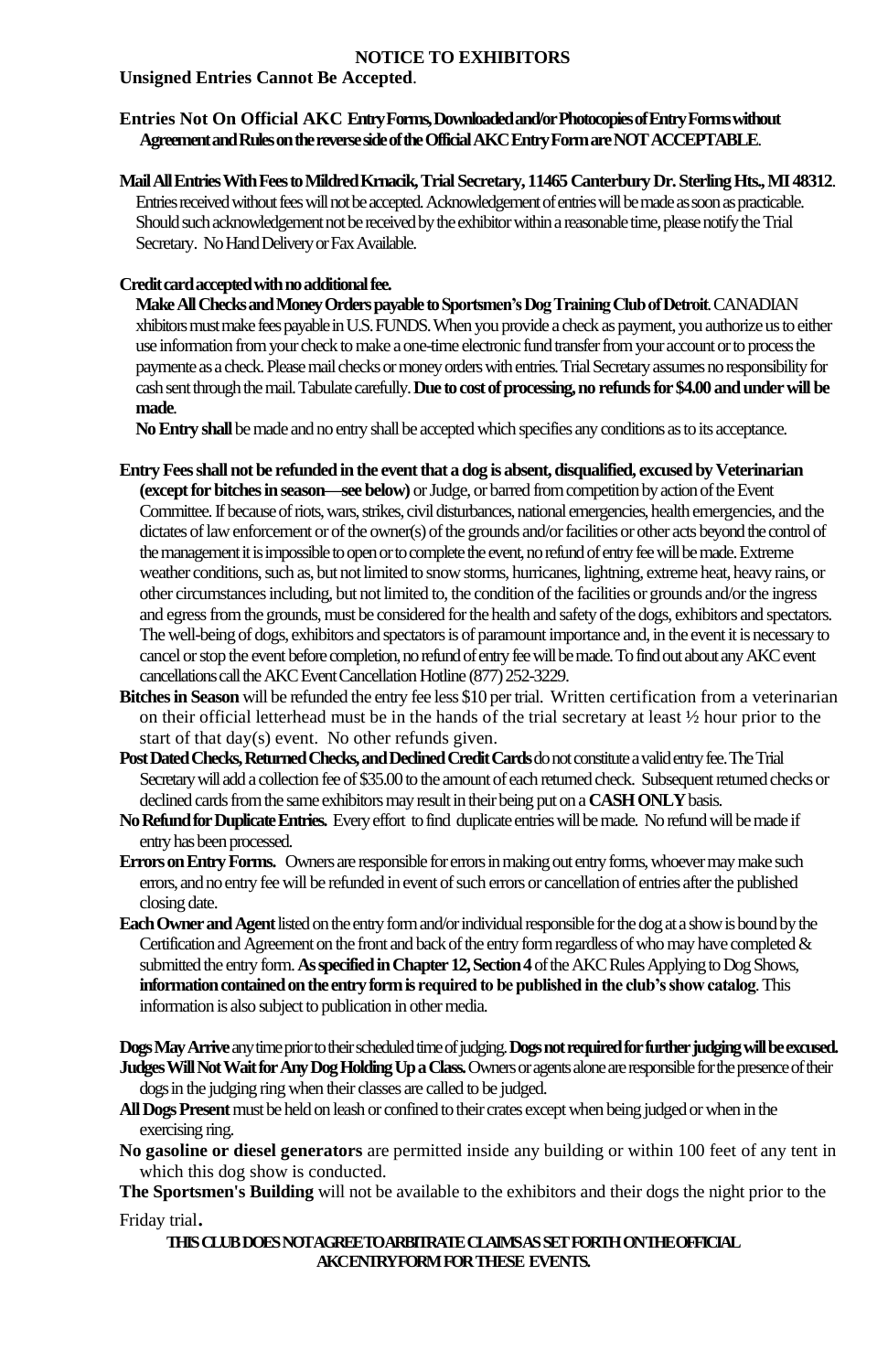## NOTICE TO EXHIBITORS

**Unsigned Entries Cannot Be Accepted**.

**Entries Not On Official AKC Entry Forms, Downloaded and/or Photocopies of Entry Forms without Agreement and Rules on the reverse side of the Official AKC Entry Form are NOT ACCEPTABLE**.

**Mail All Entries With Fees to Mildred Krnacik, Trial Secretary, 11465 Canterbury Dr. Sterling Hts., MI 48312**. Entries received without fees will not be accepted. Acknowledgement of entries will be made as soon as practicable. Should such acknowledgement not be received by the exhibitor within a reasonable time, please notify the Trial Secretary. No Hand Delivery or Fax Available.

**Credit card accepted with no additional fee.**

**Make All Checks and Money Orders payable to Sportsmen's Dog Training Club of Detroit**. CANADIAN xhibitors must make fees payable in U.S. FUNDS. When you provide a check as payment, you authorize us to either use information from your check to make a one-time electronic fund transfer from your account or to process the paymente as a check. Please mail checks or money orders with entries. Trial Secretary assumes no responsibility for cash sent through the mail. Tabulate carefully. **Due to cost of processing, no refunds for $4.00 and under will be made**.

**No Entry shall** be made and no entry shall be accepted which specifies any conditions as to its acceptance.

**Entry Fees shall not be refunded in the event that a dog is absent, disqualified, excused by Veterinarian (except for bitches in season—see below)** or Judge, or barred from competition by action of the Event Committee. If because of riots, wars, strikes, civil disturbances, national emergencies, health emergencies, and the dictates of law enforcement or of the owner(s) of the grounds and/or facilities or other acts beyond the control of the management it is impossible to open or to complete the event, no refund of entry fee will be made. Extreme weather conditions, such as, but not limited to snow storms, hurricanes, lightning, extreme heat, heavy rains, or other circumstances including, but not limited to, the condition of the facilities or grounds and/or the ingress and egress from the grounds, must be considered for the health and safety of the dogs, exhibitors and spectators. The well-being of dogs, exhibitors and spectators is of paramount importance and, in the event it is necessary to cancel or stop the event before completion, no refund of entry fee will be made. To find out about any AKC event cancellations call the AKC Event Cancellation Hotline (877) 252-3229.

**Bitches in Season** will be refunded the entry fee less $10 per trial. Written certification from a veterinarian on their official letterhead must be in the hands of the trial secretary at least ½ hour prior to the start of that day(s) event. No other refunds given.

**Post Dated Checks, Returned Checks, and Declined Credit Cards** do not constitute a valid entry fee. The Trial Secretary will add a collection fee of $35.00 to the amount of each returned check. Subsequent returned checks or declined cards from the same exhibitors may result in their being put on a **CASH ONLY** basis.

**No Refund for Duplicate Entries.** Every effort to find duplicate entries will be made. No refund will be made if entry has been processed.

**Errors on Entry Forms.** Owners are responsible for errors in making out entry forms, whoever may make such errors, and no entry fee will be refunded in event of such errors or cancellation of entries after the published closing date.

**Each Owner and Agent** listed on the entry form and/or individual responsible for the dog at a show is bound by the Certification and Agreement on the front and back of the entry form regardless of who may have completed & submitted the entry form. **As specified in Chapter 12, Section 4** of the AKC Rules Applying to Dog Shows, **information contained on the entry form is required to be published in the club's show catalog**. This information is also subject to publication in other media.

**Dogs May Arrive** any time prior to their scheduled time of judging. **Dogs not required for further judging will be excused.**

**Judges Will Not Wait for Any Dog Holding Up a Class.** Owners or agents alone are responsible for the presence of their dogs in the judging ring when their classes are called to be judged.

**All Dogs Present** must be held on leash or confined to their crates except when being judged or when in the exercising ring.

**No gasoline or diesel generators** are permitted inside any building or within 100 feet of any tent in which this dog show is conducted.

**The Sportsmen's Building** will not be available to the exhibitors and their dogs the night prior to the Friday trial**.**

**THIS CLUB DOES NOT AGREE TO ARBITRATE CLAIMS AS SET FORTH ON THE OFFICIAL AKC ENTRY FORM FOR THESE EVENTS.**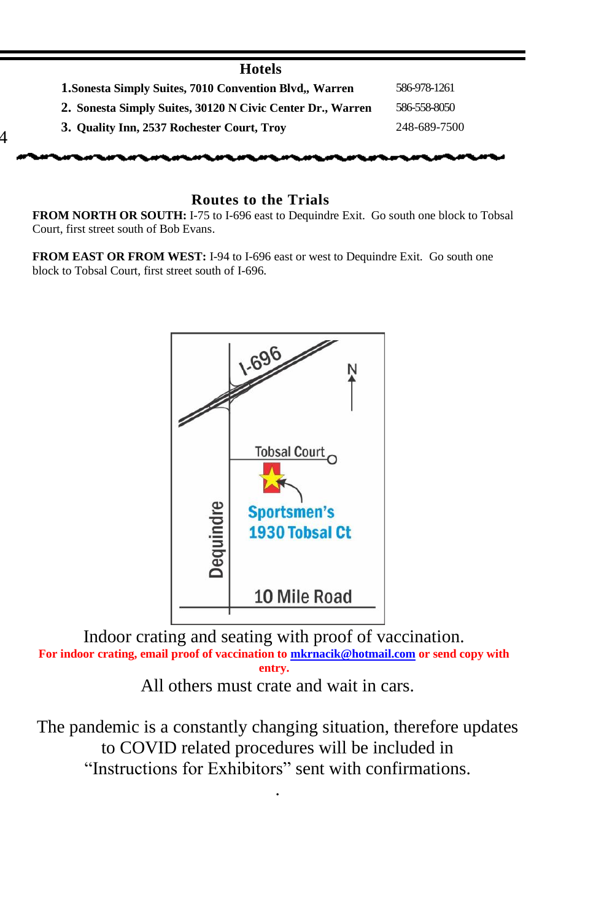## Hotels

1. **Sonesta Simply Suites, 7010 Convention Blvd,, Warren** 586-978-1261
2. **Sonesta Simply Suites, 30120 N Civic Center Dr., Warren** 586-558-8050
3. **Quality Inn, 2537 Rochester Court, Troy** 248-689-7500

## Routes to the Trials

**FROM NORTH OR SOUTH:** I-75 to I-696 east to Dequindre Exit. Go south one block to Tobsal Court, first street south of Bob Evans.

**FROM EAST OR FROM WEST:** I-94 to I-696 east or west to Dequindre Exit. Go south one block to Tobsal Court, first street south of I-696.

I-696

N

Tobsal Court

Sportsmen's
1930 Tobsal Ct

Dequindre

10 Mile Road

Indoor crating and seating with proof of vaccination.

**For indoor crating, email proof of vaccination to mkrnacik@hotmail.com or send copy with entry.**

All others must crate and wait in cars.

The pandemic is a constantly changing situation, therefore updates to COVID related procedures will be included in "Instructions for Exhibitors" sent with confirmations.